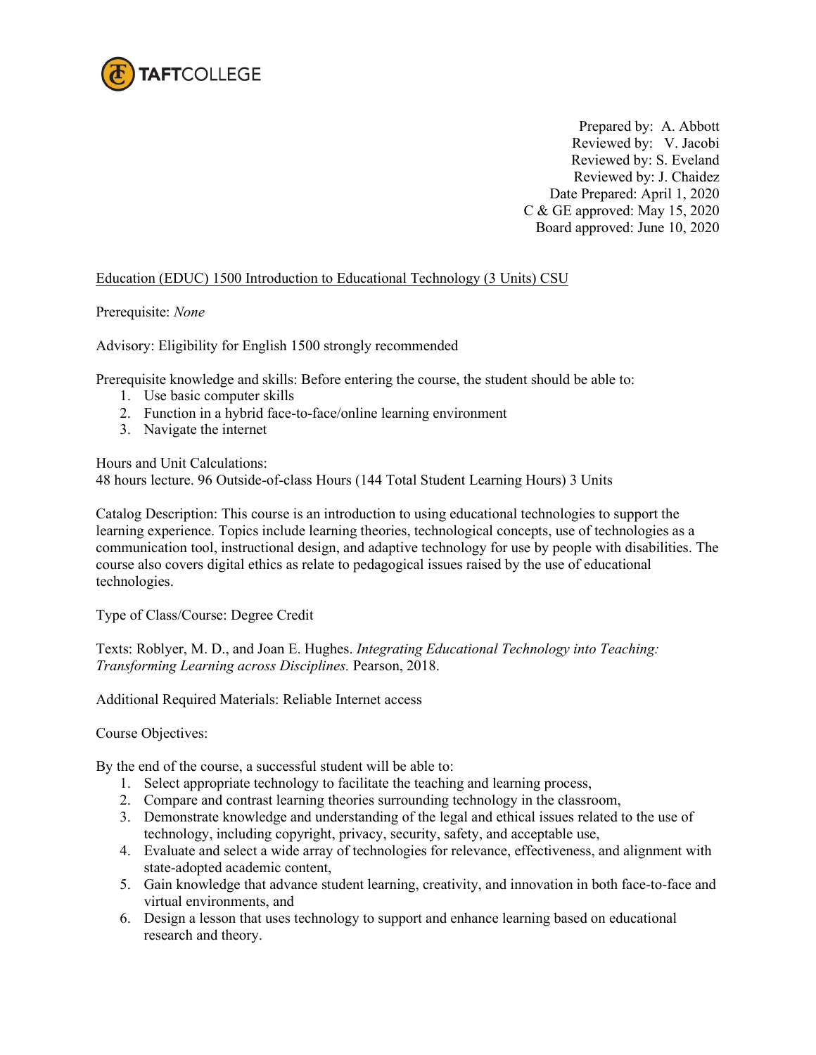TAFTCOLLEGE

Prepared by: A. Abbott  
Reviewed by: V. Jacobi  
Reviewed by: S. Eveland  
Reviewed by: J. Chaidez  
Date Prepared: April 1, 2020  
C & GE approved: May 15, 2020  
Board approved: June 10, 2020

Education (EDUC) 1500 Introduction to Educational Technology (3 Units) CSU

Prerequisite: *None*

Advisory: Eligibility for English 1500 strongly recommended

Prerequisite knowledge and skills: Before entering the course, the student should be able to:

1. Use basic computer skills
2. Function in a hybrid face-to-face/online learning environment
3. Navigate the internet

Hours and Unit Calculations:  
48 hours lecture. 96 Outside-of-class Hours (144 Total Student Learning Hours) 3 Units

Catalog Description: This course is an introduction to using educational technologies to support the learning experience. Topics include learning theories, technological concepts, use of technologies as a communication tool, instructional design, and adaptive technology for use by people with disabilities. The course also covers digital ethics as relate to pedagogical issues raised by the use of educational technologies.

Type of Class/Course: Degree Credit

Texts: Roblyer, M. D., and Joan E. Hughes. *Integrating Educational Technology into Teaching: Transforming Learning across Disciplines.* Pearson, 2018.

Additional Required Materials: Reliable Internet access

Course Objectives:

By the end of the course, a successful student will be able to:

1. Select appropriate technology to facilitate the teaching and learning process,
2. Compare and contrast learning theories surrounding technology in the classroom,
3. Demonstrate knowledge and understanding of the legal and ethical issues related to the use of technology, including copyright, privacy, security, safety, and acceptable use,
4. Evaluate and select a wide array of technologies for relevance, effectiveness, and alignment with state-adopted academic content,
5. Gain knowledge that advance student learning, creativity, and innovation in both face-to-face and virtual environments, and
6. Design a lesson that uses technology to support and enhance learning based on educational research and theory.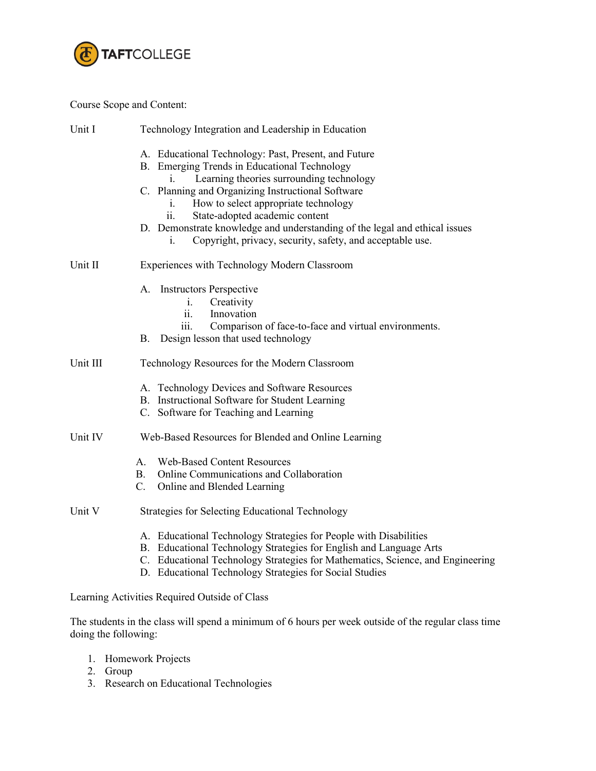Course Scope and Content:

**Unit I** Technology Integration and Leadership in Education

A. Educational Technology: Past, Present, and Future
B. Emerging Trends in Educational Technology
   i. Learning theories surrounding technology
C. Planning and Organizing Instructional Software
   i. How to select appropriate technology
   ii. State-adopted academic content
D. Demonstrate knowledge and understanding of the legal and ethical issues
   i. Copyright, privacy, security, safety, and acceptable use.

**Unit II** Experiences with Technology Modern Classroom

A. Instructors Perspective
   i. Creativity
   ii. Innovation
   iii. Comparison of face-to-face and virtual environments.
B. Design lesson that used technology

**Unit III** Technology Resources for the Modern Classroom

A. Technology Devices and Software Resources
B. Instructional Software for Student Learning
C. Software for Teaching and Learning

**Unit IV** Web-Based Resources for Blended and Online Learning

A. Web-Based Content Resources
B. Online Communications and Collaboration
C. Online and Blended Learning

**Unit V** Strategies for Selecting Educational Technology

A. Educational Technology Strategies for People with Disabilities
B. Educational Technology Strategies for English and Language Arts
C. Educational Technology Strategies for Mathematics, Science, and Engineering
D. Educational Technology Strategies for Social Studies

Learning Activities Required Outside of Class

The students in the class will spend a minimum of 6 hours per week outside of the regular class time doing the following:

1. Homework Projects
2. Group
3. Research on Educational Technologies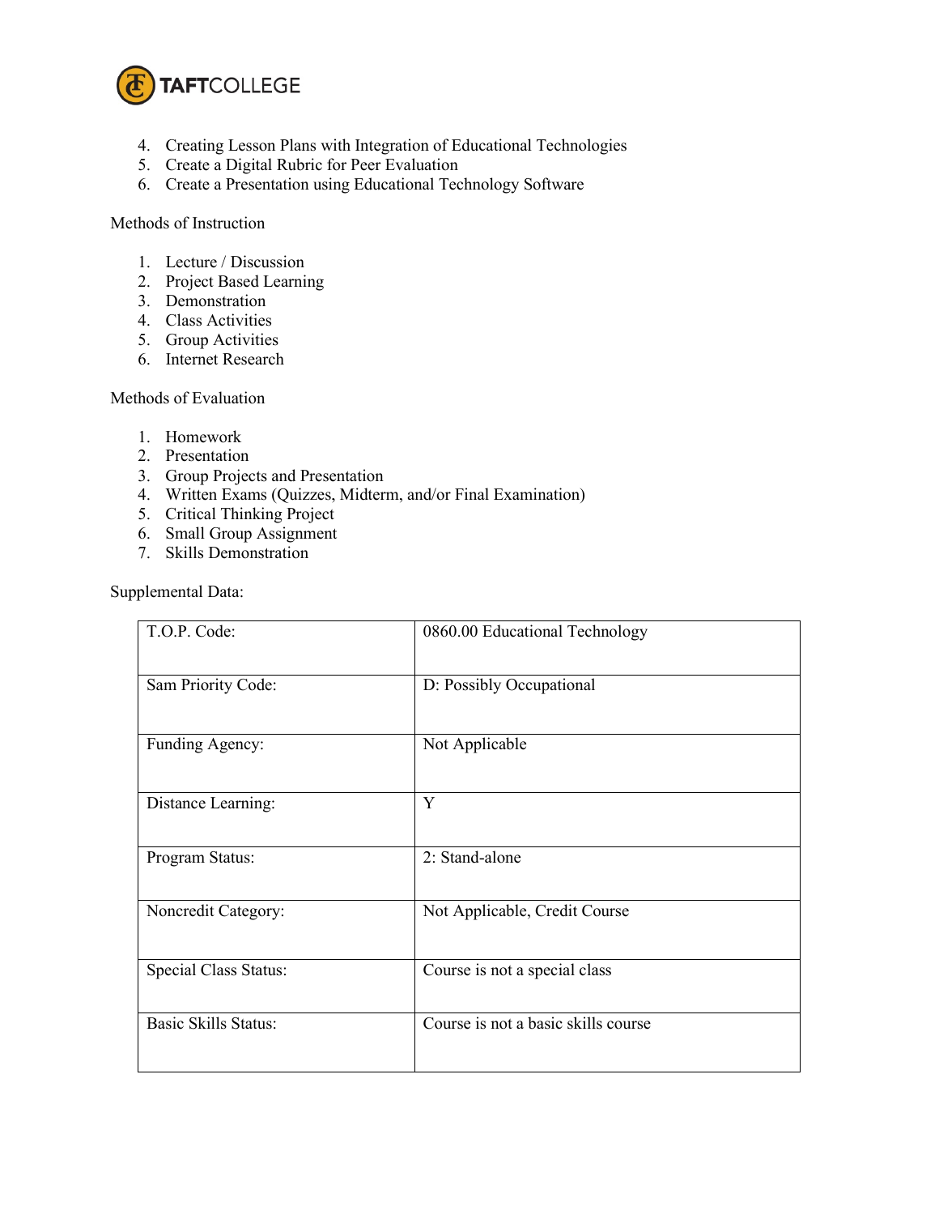4. Creating Lesson Plans with Integration of Educational Technologies
5. Create a Digital Rubric for Peer Evaluation
6. Create a Presentation using Educational Technology Software

Methods of Instruction

1. Lecture / Discussion
2. Project Based Learning
3. Demonstration
4. Class Activities
5. Group Activities
6. Internet Research

Methods of Evaluation

1. Homework
2. Presentation
3. Group Projects and Presentation
4. Written Exams (Quizzes, Midterm, and/or Final Examination)
5. Critical Thinking Project
6. Small Group Assignment
7. Skills Demonstration

Supplemental Data:

| | |
|---|---|
| T.O.P. Code: | 0860.00 Educational Technology |
| Sam Priority Code: | D: Possibly Occupational |
| Funding Agency: | Not Applicable |
| Distance Learning: | Y |
| Program Status: | 2: Stand-alone |
| Noncredit Category: | Not Applicable, Credit Course |
| Special Class Status: | Course is not a special class |
| Basic Skills Status: | Course is not a basic skills course |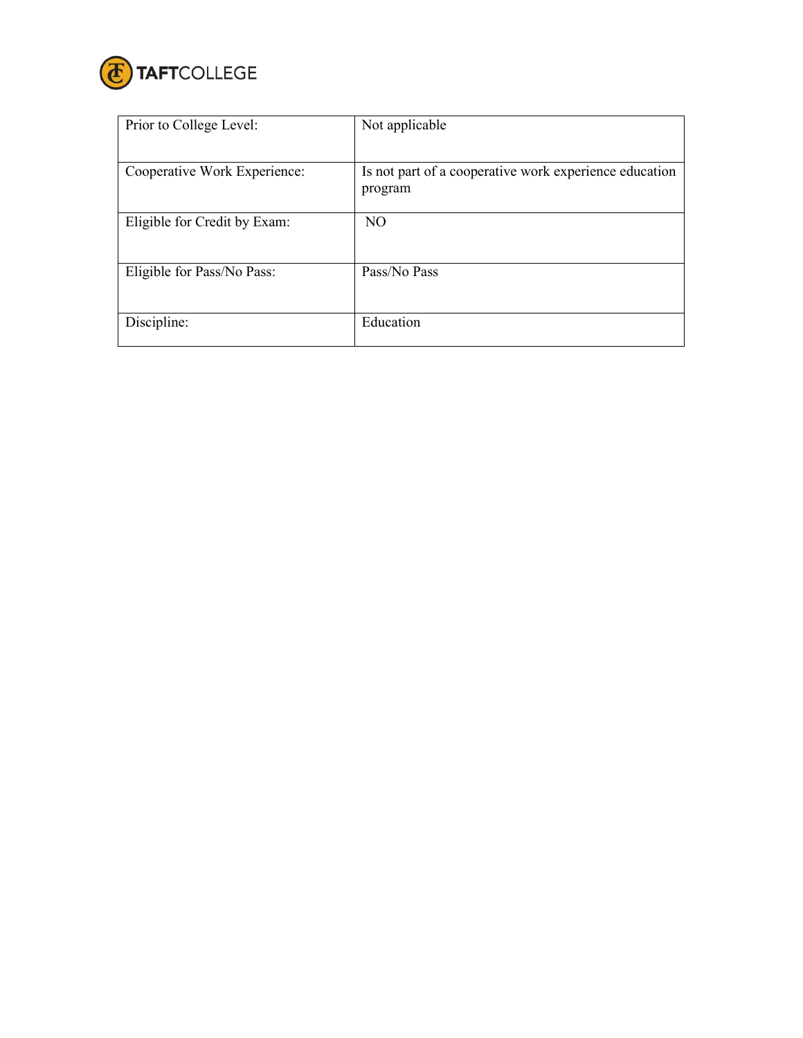| | |
|---|---|
| Prior to College Level: | Not applicable |
| Cooperative Work Experience: | Is not part of a cooperative work experience education program |
| Eligible for Credit by Exam: | NO |
| Eligible for Pass/No Pass: | Pass/No Pass |
| Discipline: | Education |